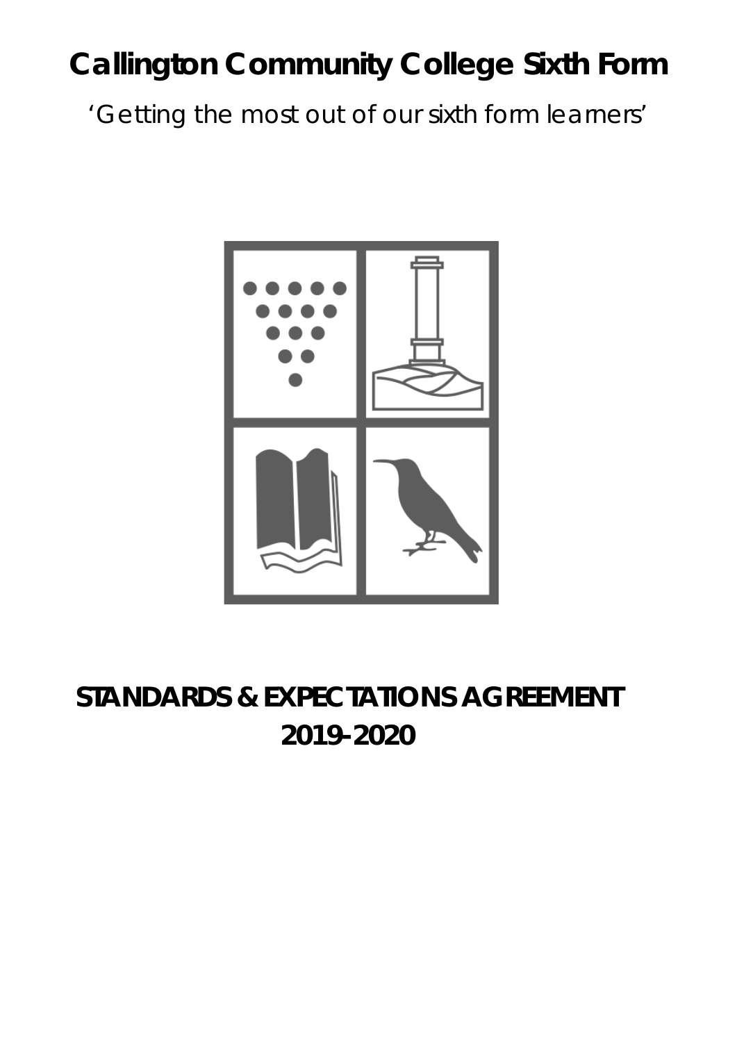# Callington Community College Sixth Form

'Getting the most out of our sixth form learners'

## STANDARDS & EXPECTATIONS AGREEMENT 2019-2020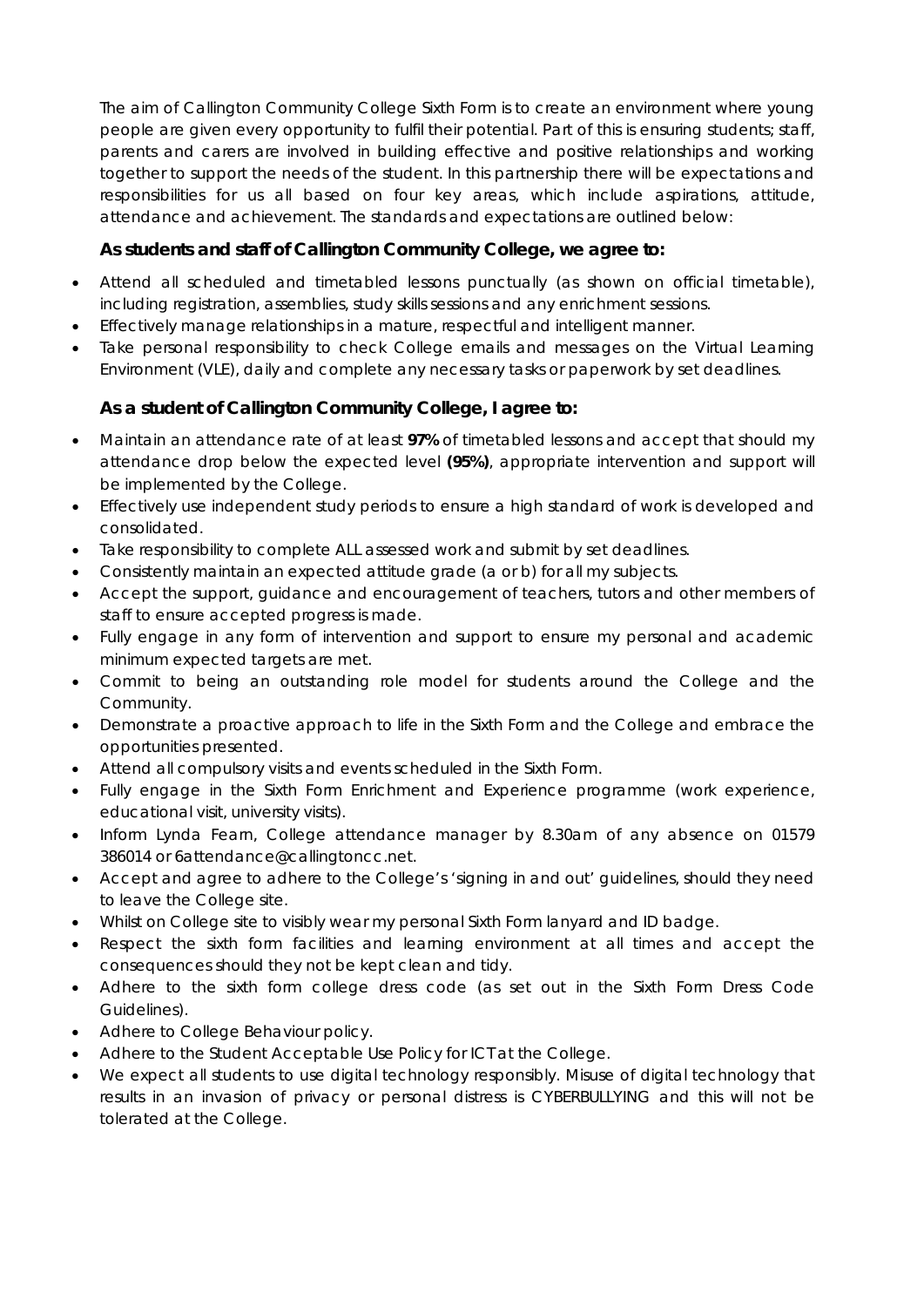The aim of Callington Community College Sixth Form is to create an environment where young people are given every opportunity to fulfil their potential. Part of this is ensuring students; staff, parents and carers are involved in building effective and positive relationships and working together to support the needs of the student. In this partnership there will be expectations and responsibilities for us all based on four key areas, which include aspirations, attitude, attendance and achievement. The standards and expectations are outlined below:

**As students and staff of Callington Community College, we agree to:**

- Attend all scheduled and timetabled lessons punctually (as shown on official timetable), including registration, assemblies, study skills sessions and any enrichment sessions.
- Effectively manage relationships in a mature, respectful and intelligent manner.
- Take personal responsibility to check College emails and messages on the Virtual Learning Environment (VLE), daily and complete any necessary tasks or paperwork by set deadlines.

**As a student of Callington Community College, I agree to:**

- Maintain an attendance rate of at least **97%** of timetabled lessons and accept that should my attendance drop below the expected level **(95%)**, appropriate intervention and support will be implemented by the College.
- Effectively use independent study periods to ensure a high standard of work is developed and consolidated.
- Take responsibility to complete ALL assessed work and submit by set deadlines.
- Consistently maintain an expected attitude grade (a or b) for all my subjects.
- Accept the support, guidance and encouragement of teachers, tutors and other members of staff to ensure accepted progress is made.
- Fully engage in any form of intervention and support to ensure my personal and academic minimum expected targets are met.
- Commit to being an outstanding role model for students around the College and the Community.
- Demonstrate a proactive approach to life in the Sixth Form and the College and embrace the opportunities presented.
- Attend all compulsory visits and events scheduled in the Sixth Form.
- Fully engage in the Sixth Form Enrichment and Experience programme (work experience, educational visit, university visits).
- Inform Lynda Fearn, College attendance manager by 8.30am of any absence on 01579 386014 or 6attendance@callingtoncc.net.
- Accept and agree to adhere to the College's 'signing in and out' guidelines, should they need to leave the College site.
- Whilst on College site to visibly wear my personal Sixth Form lanyard and ID badge.
- Respect the sixth form facilities and learning environment at all times and accept the consequences should they not be kept clean and tidy.
- Adhere to the sixth form college dress code (as set out in the Sixth Form Dress Code Guidelines).
- Adhere to College Behaviour policy.
- Adhere to the Student Acceptable Use Policy for ICT at the College.
- We expect all students to use digital technology responsibly. Misuse of digital technology that results in an invasion of privacy or personal distress is CYBERBULLYING and this will not be tolerated at the College.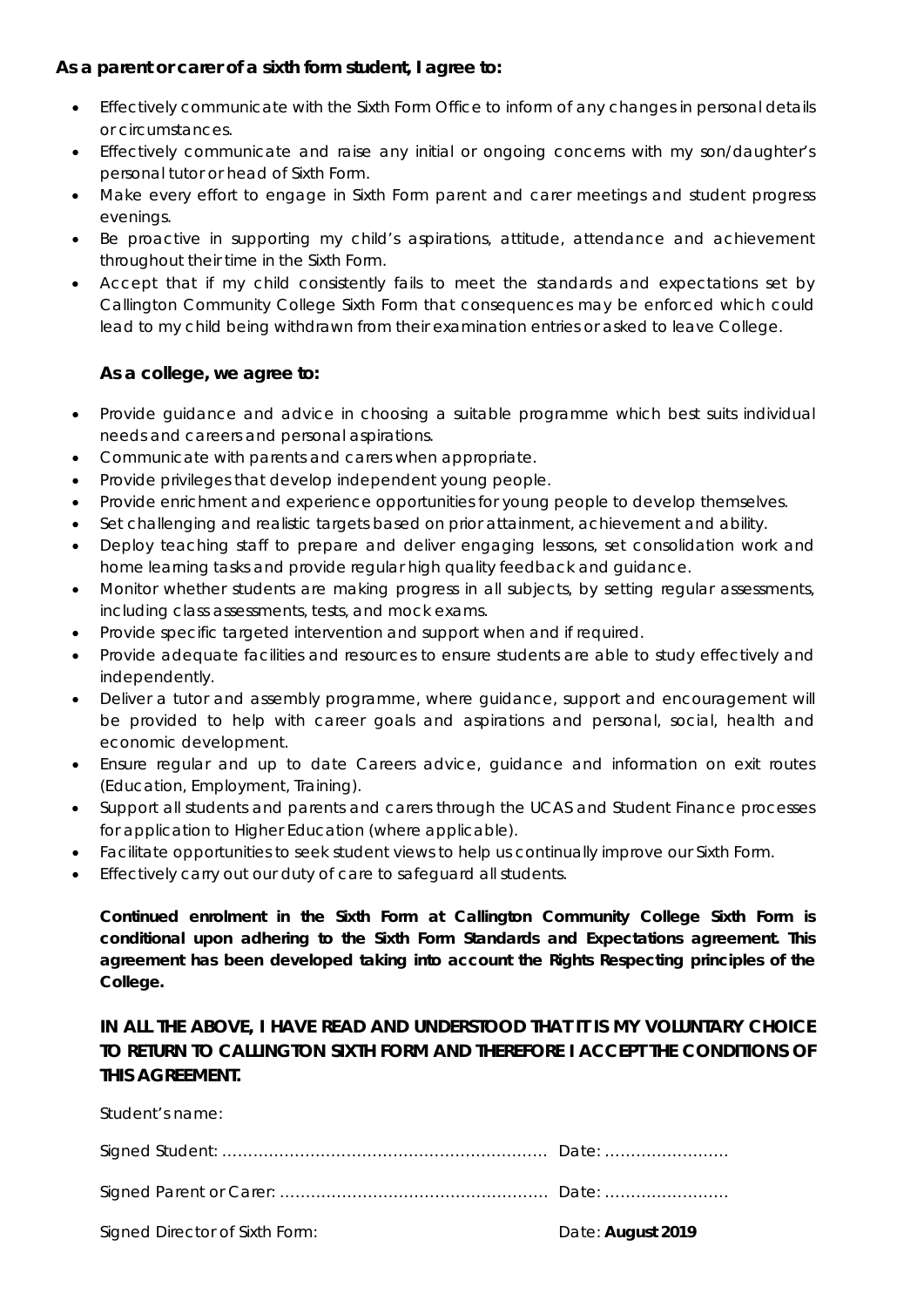**As a parent or carer of a sixth form student, I agree to:**

- Effectively communicate with the Sixth Form Office to inform of any changes in personal details or circumstances.
- Effectively communicate and raise any initial or ongoing concerns with my son/daughter's personal tutor or head of Sixth Form.
- Make every effort to engage in Sixth Form parent and carer meetings and student progress evenings.
- Be proactive in supporting my child's aspirations, attitude, attendance and achievement throughout their time in the Sixth Form.
- Accept that if my child consistently fails to meet the standards and expectations set by Callington Community College Sixth Form that consequences may be enforced which could lead to my child being withdrawn from their examination entries or asked to leave College.

**As a college, we agree to:**

- Provide guidance and advice in choosing a suitable programme which best suits individual needs and careers and personal aspirations.
- Communicate with parents and carers when appropriate.
- Provide privileges that develop independent young people.
- Provide enrichment and experience opportunities for young people to develop themselves.
- Set challenging and realistic targets based on prior attainment, achievement and ability.
- Deploy teaching staff to prepare and deliver engaging lessons, set consolidation work and home learning tasks and provide regular high quality feedback and guidance.
- Monitor whether students are making progress in all subjects, by setting regular assessments, including class assessments, tests, and mock exams.
- Provide specific targeted intervention and support when and if required.
- Provide adequate facilities and resources to ensure students are able to study effectively and independently.
- Deliver a tutor and assembly programme, where guidance, support and encouragement will be provided to help with career goals and aspirations and personal, social, health and economic development.
- Ensure regular and up to date Careers advice, guidance and information on exit routes (Education, Employment, Training).
- Support all students and parents and carers through the UCAS and Student Finance processes for application to Higher Education (where applicable).
- Facilitate opportunities to seek student views to help us continually improve our Sixth Form.
- Effectively carry out our duty of care to safeguard all students.

**Continued enrolment in the Sixth Form at Callington Community College Sixth Form is conditional upon adhering to the Sixth Form Standards and Expectations agreement. This agreement has been developed taking into account the Rights Respecting principles of the College.**

**IN ALL THE ABOVE, I HAVE READ AND UNDERSTOOD THAT IT IS MY VOLUNTARY CHOICE TO RETURN TO CALLINGTON SIXTH FORM AND THEREFORE I ACCEPT THE CONDITIONS OF THIS AGREEMENT.**

Student's name:

Signed Student: ……………………………………………………… Date: ……………………

Signed Parent or Carer: …………………………………………… Date: ……………………

Signed Director of Sixth Form: Date: **August 2019**